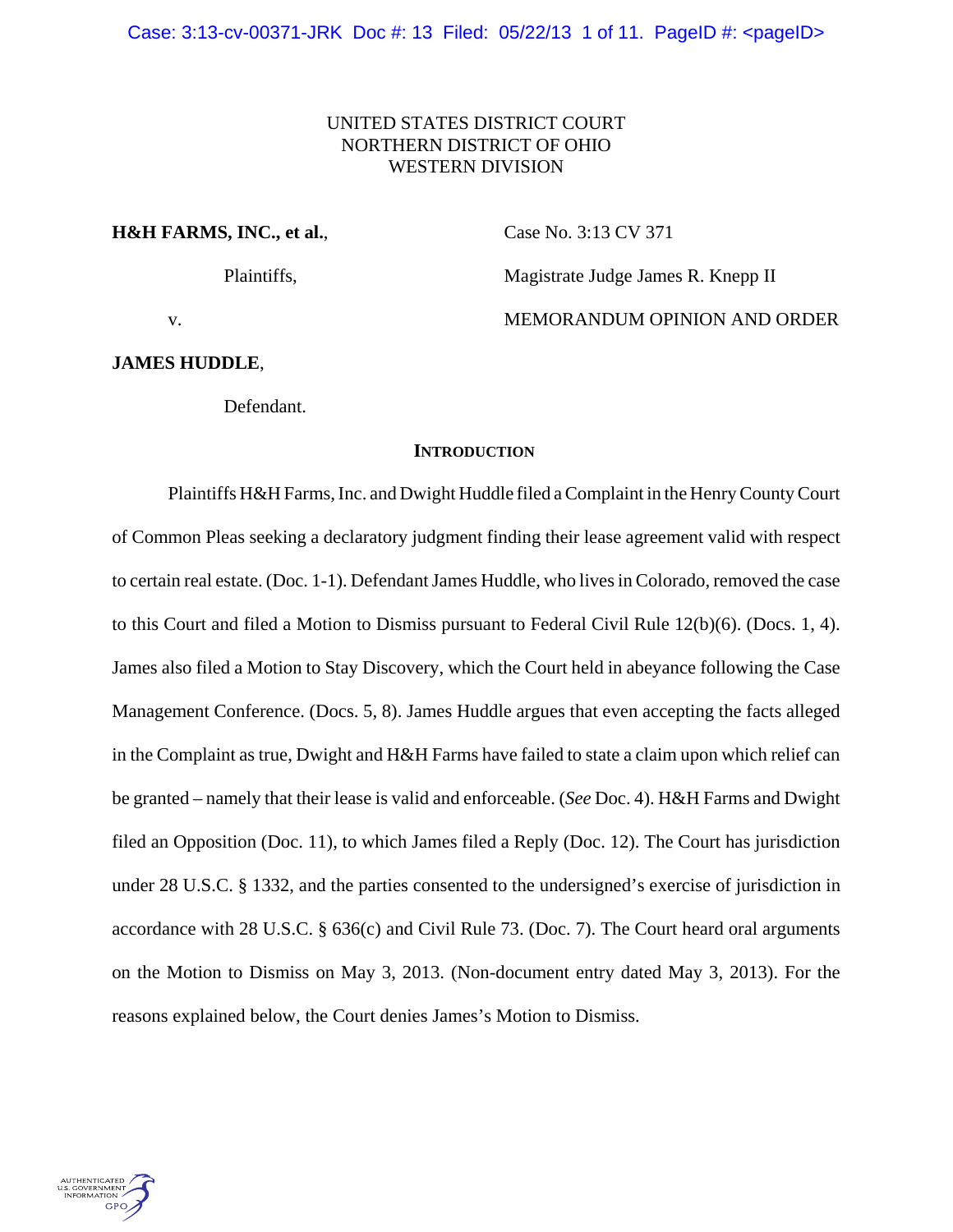UNITED STATES DISTRICT COURT
NORTHERN DISTRICT OF OHIO
WESTERN DIVISION

**H&H FARMS, INC., et al.**,

Plaintiffs,

v.

**JAMES HUDDLE**,

Defendant.

Case No. 3:13 CV 371

Magistrate Judge James R. Knepp II

MEMORANDUM OPINION AND ORDER

## INTRODUCTION

Plaintiffs H&H Farms, Inc. and Dwight Huddle filed a Complaint in the Henry County Court of Common Pleas seeking a declaratory judgment finding their lease agreement valid with respect to certain real estate. (Doc. 1-1). Defendant James Huddle, who lives in Colorado, removed the case to this Court and filed a Motion to Dismiss pursuant to Federal Civil Rule 12(b)(6). (Docs. 1, 4). James also filed a Motion to Stay Discovery, which the Court held in abeyance following the Case Management Conference. (Docs. 5, 8). James Huddle argues that even accepting the facts alleged in the Complaint as true, Dwight and H&H Farms have failed to state a claim upon which relief can be granted – namely that their lease is valid and enforceable. (*See* Doc. 4). H&H Farms and Dwight filed an Opposition (Doc. 11), to which James filed a Reply (Doc. 12). The Court has jurisdiction under 28 U.S.C. § 1332, and the parties consented to the undersigned's exercise of jurisdiction in accordance with 28 U.S.C. § 636(c) and Civil Rule 73. (Doc. 7). The Court heard oral arguments on the Motion to Dismiss on May 3, 2013. (Non-document entry dated May 3, 2013). For the reasons explained below, the Court denies James's Motion to Dismiss.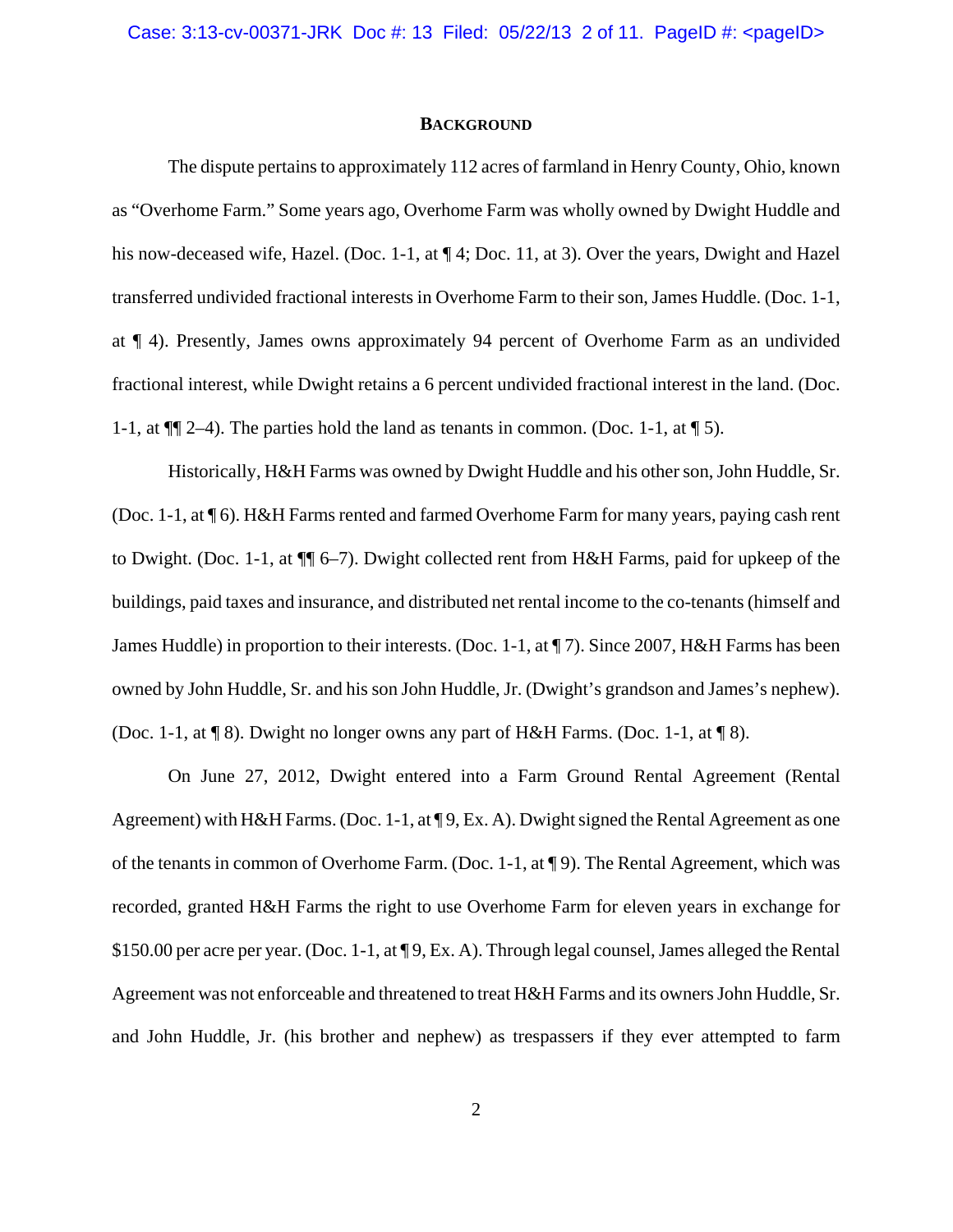## BACKGROUND

The dispute pertains to approximately 112 acres of farmland in Henry County, Ohio, known as "Overhome Farm." Some years ago, Overhome Farm was wholly owned by Dwight Huddle and his now-deceased wife, Hazel. (Doc. 1-1, at ¶ 4; Doc. 11, at 3). Over the years, Dwight and Hazel transferred undivided fractional interests in Overhome Farm to their son, James Huddle. (Doc. 1-1, at ¶ 4). Presently, James owns approximately 94 percent of Overhome Farm as an undivided fractional interest, while Dwight retains a 6 percent undivided fractional interest in the land. (Doc. 1-1, at ¶¶ 2–4). The parties hold the land as tenants in common. (Doc. 1-1, at ¶ 5).

Historically, H&H Farms was owned by Dwight Huddle and his other son, John Huddle, Sr. (Doc. 1-1, at ¶ 6). H&H Farms rented and farmed Overhome Farm for many years, paying cash rent to Dwight. (Doc. 1-1, at ¶¶ 6–7). Dwight collected rent from H&H Farms, paid for upkeep of the buildings, paid taxes and insurance, and distributed net rental income to the co-tenants (himself and James Huddle) in proportion to their interests. (Doc. 1-1, at ¶ 7). Since 2007, H&H Farms has been owned by John Huddle, Sr. and his son John Huddle, Jr. (Dwight's grandson and James's nephew). (Doc. 1-1, at ¶ 8). Dwight no longer owns any part of H&H Farms. (Doc. 1-1, at ¶ 8).

On June 27, 2012, Dwight entered into a Farm Ground Rental Agreement (Rental Agreement) with H&H Farms. (Doc. 1-1, at ¶ 9, Ex. A). Dwight signed the Rental Agreement as one of the tenants in common of Overhome Farm. (Doc. 1-1, at ¶ 9). The Rental Agreement, which was recorded, granted H&H Farms the right to use Overhome Farm for eleven years in exchange for $150.00 per acre per year. (Doc. 1-1, at ¶ 9, Ex. A). Through legal counsel, James alleged the Rental Agreement was not enforceable and threatened to treat H&H Farms and its owners John Huddle, Sr. and John Huddle, Jr. (his brother and nephew) as trespassers if they ever attempted to farm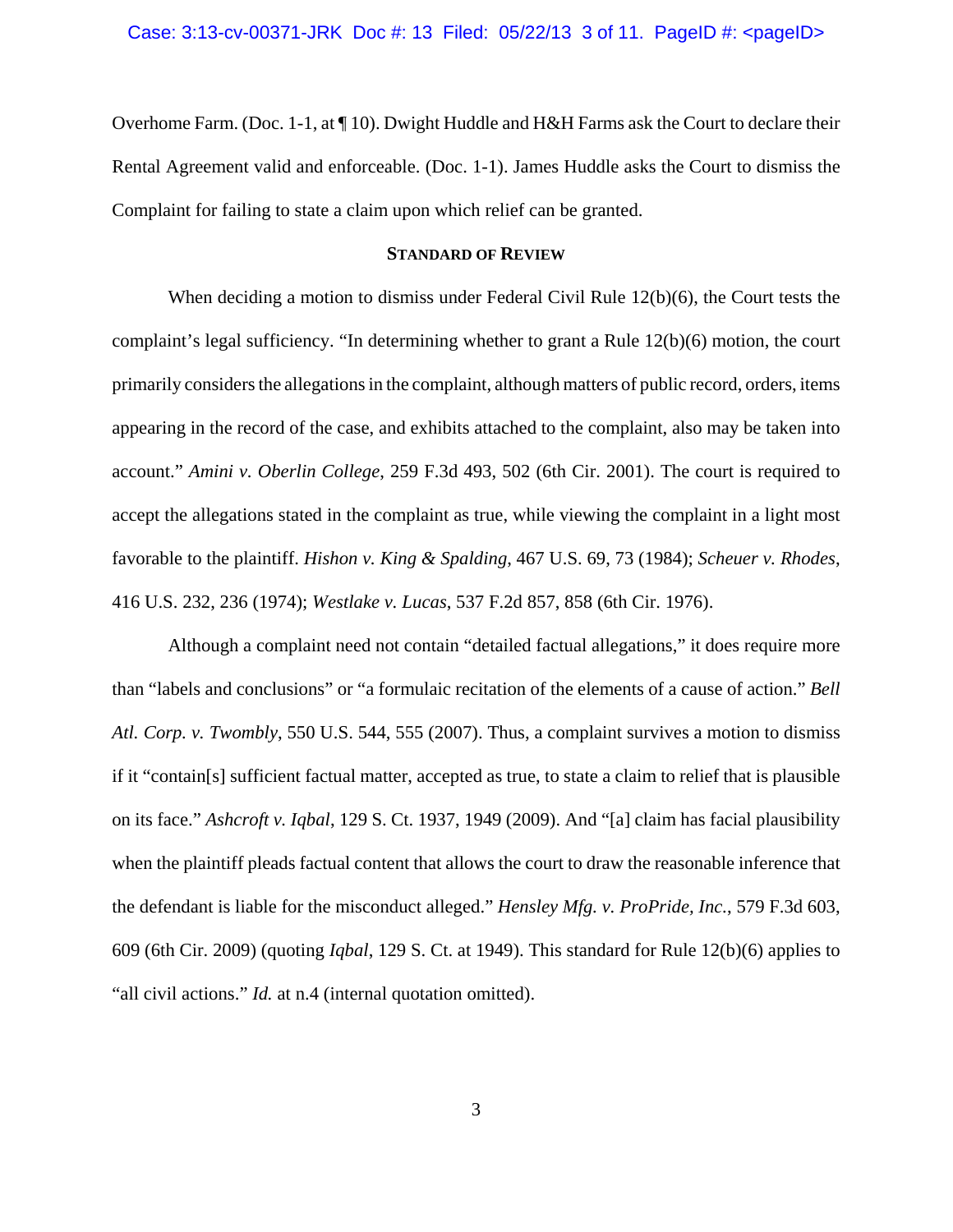Overhome Farm. (Doc. 1-1, at ¶ 10). Dwight Huddle and H&H Farms ask the Court to declare their Rental Agreement valid and enforceable. (Doc. 1-1). James Huddle asks the Court to dismiss the Complaint for failing to state a claim upon which relief can be granted.

## STANDARD OF REVIEW

When deciding a motion to dismiss under Federal Civil Rule 12(b)(6), the Court tests the complaint's legal sufficiency. "In determining whether to grant a Rule 12(b)(6) motion, the court primarily considers the allegations in the complaint, although matters of public record, orders, items appearing in the record of the case, and exhibits attached to the complaint, also may be taken into account." *Amini v. Oberlin College*, 259 F.3d 493, 502 (6th Cir. 2001). The court is required to accept the allegations stated in the complaint as true, while viewing the complaint in a light most favorable to the plaintiff. *Hishon v. King & Spalding*, 467 U.S. 69, 73 (1984); *Scheuer v. Rhodes*, 416 U.S. 232, 236 (1974); *Westlake v. Lucas*, 537 F.2d 857, 858 (6th Cir. 1976).

Although a complaint need not contain "detailed factual allegations," it does require more than "labels and conclusions" or "a formulaic recitation of the elements of a cause of action." *Bell Atl. Corp. v. Twombly*, 550 U.S. 544, 555 (2007). Thus, a complaint survives a motion to dismiss if it "contain[s] sufficient factual matter, accepted as true, to state a claim to relief that is plausible on its face." *Ashcroft v. Iqbal*, 129 S. Ct. 1937, 1949 (2009). And "[a] claim has facial plausibility when the plaintiff pleads factual content that allows the court to draw the reasonable inference that the defendant is liable for the misconduct alleged." *Hensley Mfg. v. ProPride, Inc.*, 579 F.3d 603, 609 (6th Cir. 2009) (quoting *Iqbal*, 129 S. Ct. at 1949). This standard for Rule 12(b)(6) applies to "all civil actions." *Id.* at n.4 (internal quotation omitted).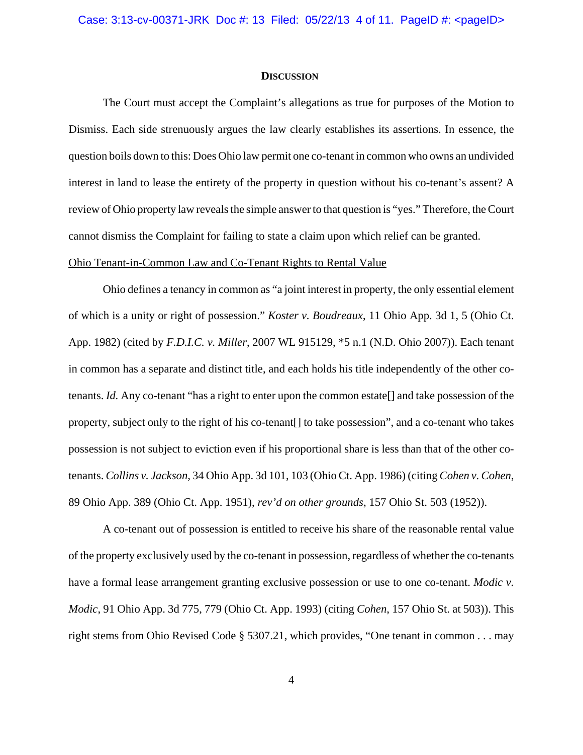## DISCUSSION

The Court must accept the Complaint's allegations as true for purposes of the Motion to Dismiss. Each side strenuously argues the law clearly establishes its assertions. In essence, the question boils down to this: Does Ohio law permit one co-tenant in common who owns an undivided interest in land to lease the entirety of the property in question without his co-tenant's assent? A review of Ohio property law reveals the simple answer to that question is "yes." Therefore, the Court cannot dismiss the Complaint for failing to state a claim upon which relief can be granted.

Ohio Tenant-in-Common Law and Co-Tenant Rights to Rental Value

Ohio defines a tenancy in common as "a joint interest in property, the only essential element of which is a unity or right of possession." *Koster v. Boudreaux*, 11 Ohio App. 3d 1, 5 (Ohio Ct. App. 1982) (cited by *F.D.I.C. v. Miller*, 2007 WL 915129, *5 n.1 (N.D. Ohio 2007)). Each tenant in common has a separate and distinct title, and each holds his title independently of the other co-tenants. *Id.* Any co-tenant "has a right to enter upon the common estate[] and take possession of the property, subject only to the right of his co-tenant[] to take possession", and a co-tenant who takes possession is not subject to eviction even if his proportional share is less than that of the other co-tenants. *Collins v. Jackson*, 34 Ohio App. 3d 101, 103 (Ohio Ct. App. 1986) (citing *Cohen v. Cohen*, 89 Ohio App. 389 (Ohio Ct. App. 1951), *rev'd on other grounds*, 157 Ohio St. 503 (1952)).

A co-tenant out of possession is entitled to receive his share of the reasonable rental value of the property exclusively used by the co-tenant in possession, regardless of whether the co-tenants have a formal lease arrangement granting exclusive possession or use to one co-tenant. *Modic v. Modic*, 91 Ohio App. 3d 775, 779 (Ohio Ct. App. 1993) (citing *Cohen*, 157 Ohio St. at 503)). This right stems from Ohio Revised Code § 5307.21, which provides, "One tenant in common . . . may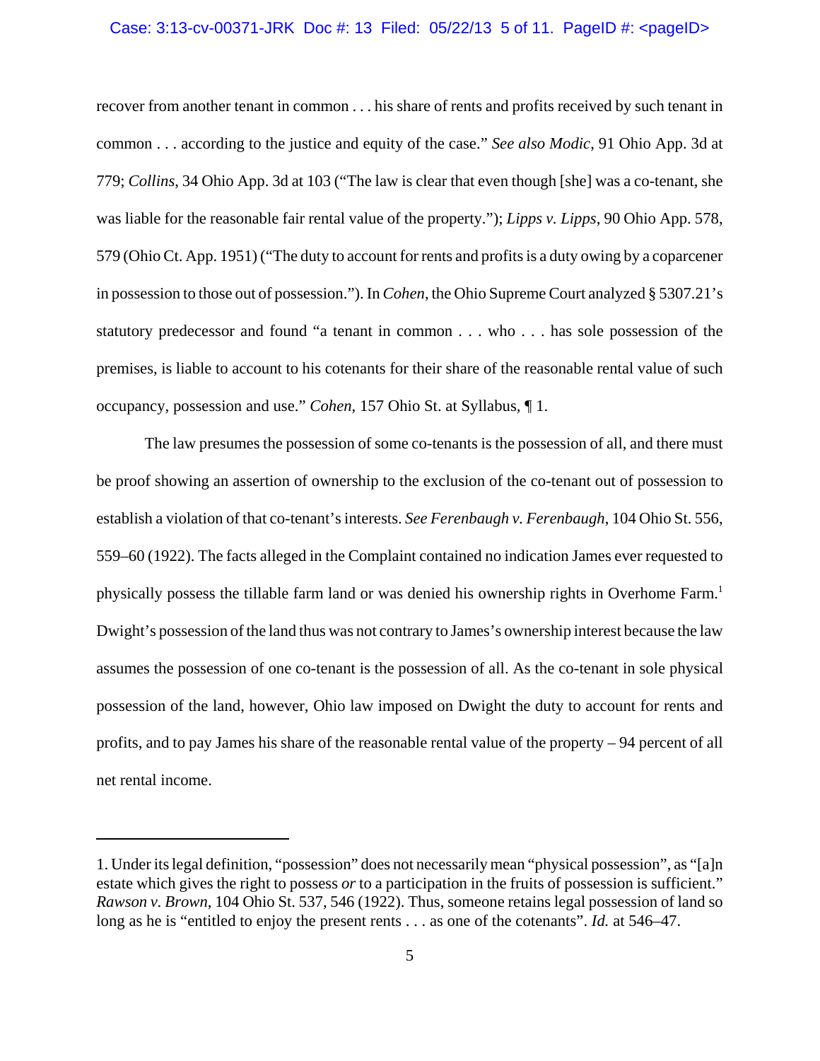recover from another tenant in common . . . his share of rents and profits received by such tenant in common . . . according to the justice and equity of the case." *See also Modic*, 91 Ohio App. 3d at 779; *Collins*, 34 Ohio App. 3d at 103 ("The law is clear that even though [she] was a co-tenant, she was liable for the reasonable fair rental value of the property."); *Lipps v. Lipps*, 90 Ohio App. 578, 579 (Ohio Ct. App. 1951) ("The duty to account for rents and profits is a duty owing by a coparcener in possession to those out of possession."). In *Cohen*, the Ohio Supreme Court analyzed § 5307.21's statutory predecessor and found "a tenant in common . . . who . . . has sole possession of the premises, is liable to account to his cotenants for their share of the reasonable rental value of such occupancy, possession and use." *Cohen*, 157 Ohio St. at Syllabus, ¶ 1.

The law presumes the possession of some co-tenants is the possession of all, and there must be proof showing an assertion of ownership to the exclusion of the co-tenant out of possession to establish a violation of that co-tenant's interests. *See Ferenbaugh v. Ferenbaugh*, 104 Ohio St. 556, 559–60 (1922). The facts alleged in the Complaint contained no indication James ever requested to physically possess the tillable farm land or was denied his ownership rights in Overhome Farm.[1] Dwight's possession of the land thus was not contrary to James's ownership interest because the law assumes the possession of one co-tenant is the possession of all. As the co-tenant in sole physical possession of the land, however, Ohio law imposed on Dwight the duty to account for rents and profits, and to pay James his share of the reasonable rental value of the property – 94 percent of all net rental income.

---

1. Under its legal definition, "possession" does not necessarily mean "physical possession", as "[a]n estate which gives the right to possess *or* to a participation in the fruits of possession is sufficient." *Rawson v. Brown*, 104 Ohio St. 537, 546 (1922). Thus, someone retains legal possession of land so long as he is "entitled to enjoy the present rents . . . as one of the cotenants". *Id.* at 546–47.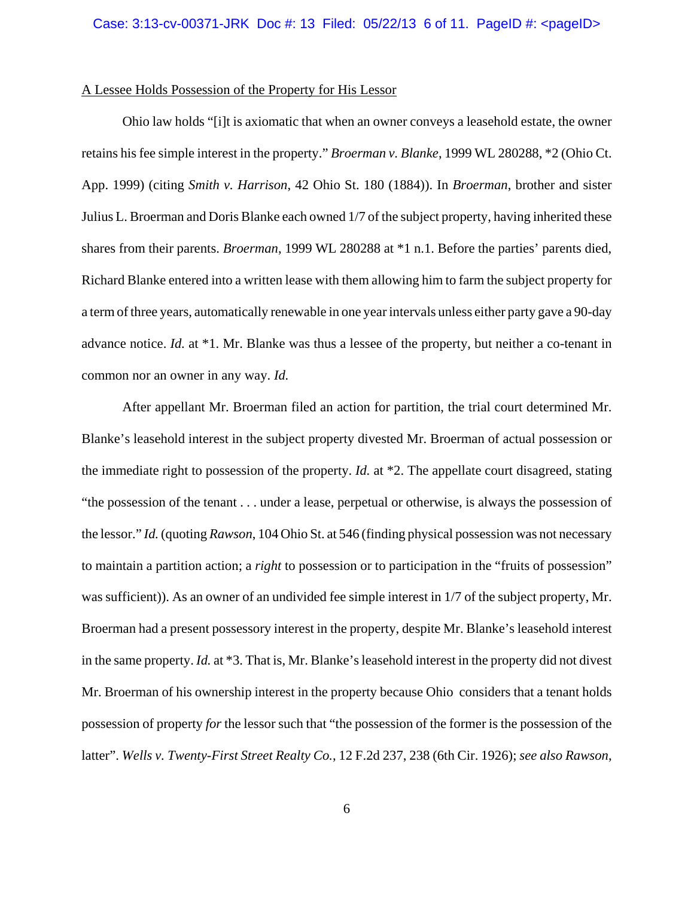A Lessee Holds Possession of the Property for His Lessor

Ohio law holds "[i]t is axiomatic that when an owner conveys a leasehold estate, the owner retains his fee simple interest in the property." *Broerman v. Blanke*, 1999 WL 280288, *2 (Ohio Ct. App. 1999) (citing *Smith v. Harrison*, 42 Ohio St. 180 (1884)). In *Broerman*, brother and sister Julius L. Broerman and Doris Blanke each owned 1/7 of the subject property, having inherited these shares from their parents. *Broerman*, 1999 WL 280288 at *1 n.1. Before the parties' parents died, Richard Blanke entered into a written lease with them allowing him to farm the subject property for a term of three years, automatically renewable in one year intervals unless either party gave a 90-day advance notice. *Id.* at *1. Mr. Blanke was thus a lessee of the property, but neither a co-tenant in common nor an owner in any way. *Id.*

After appellant Mr. Broerman filed an action for partition, the trial court determined Mr. Blanke's leasehold interest in the subject property divested Mr. Broerman of actual possession or the immediate right to possession of the property. *Id.* at *2. The appellate court disagreed, stating "the possession of the tenant . . . under a lease, perpetual or otherwise, is always the possession of the lessor." *Id.* (quoting *Rawson*, 104 Ohio St. at 546 (finding physical possession was not necessary to maintain a partition action; a *right* to possession or to participation in the "fruits of possession" was sufficient)). As an owner of an undivided fee simple interest in 1/7 of the subject property, Mr. Broerman had a present possessory interest in the property, despite Mr. Blanke's leasehold interest in the same property. *Id.* at *3. That is, Mr. Blanke's leasehold interest in the property did not divest Mr. Broerman of his ownership interest in the property because Ohio considers that a tenant holds possession of property *for* the lessor such that "the possession of the former is the possession of the latter". *Wells v. Twenty-First Street Realty Co.*, 12 F.2d 237, 238 (6th Cir. 1926); *see also Rawson*,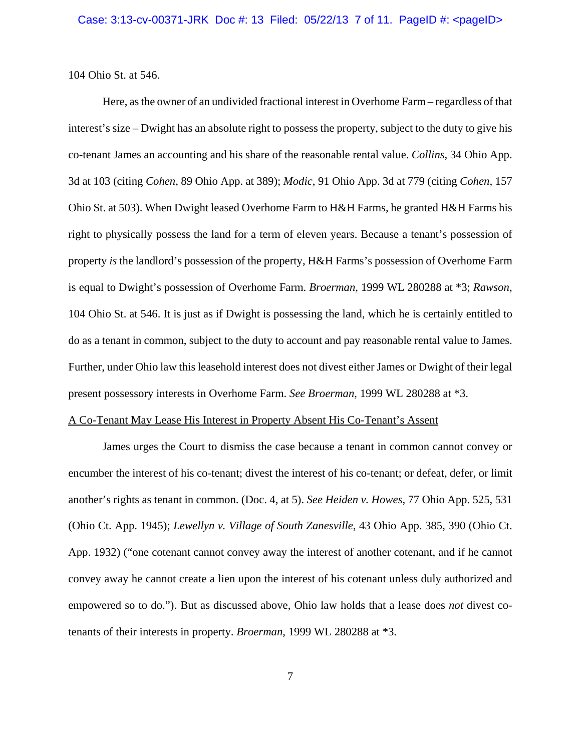104 Ohio St. at 546.

Here, as the owner of an undivided fractional interest in Overhome Farm – regardless of that interest's size – Dwight has an absolute right to possess the property, subject to the duty to give his co-tenant James an accounting and his share of the reasonable rental value. *Collins*, 34 Ohio App. 3d at 103 (citing *Cohen*, 89 Ohio App. at 389); *Modic*, 91 Ohio App. 3d at 779 (citing *Cohen*, 157 Ohio St. at 503). When Dwight leased Overhome Farm to H&H Farms, he granted H&H Farms his right to physically possess the land for a term of eleven years. Because a tenant's possession of property *is* the landlord's possession of the property, H&H Farms's possession of Overhome Farm is equal to Dwight's possession of Overhome Farm. *Broerman*, 1999 WL 280288 at *3; *Rawson*, 104 Ohio St. at 546. It is just as if Dwight is possessing the land, which he is certainly entitled to do as a tenant in common, subject to the duty to account and pay reasonable rental value to James. Further, under Ohio law this leasehold interest does not divest either James or Dwight of their legal present possessory interests in Overhome Farm. *See Broerman*, 1999 WL 280288 at *3.

<u>A Co-Tenant May Lease His Interest in Property Absent His Co-Tenant's Assent</u>

James urges the Court to dismiss the case because a tenant in common cannot convey or encumber the interest of his co-tenant; divest the interest of his co-tenant; or defeat, defer, or limit another's rights as tenant in common. (Doc. 4, at 5). *See Heiden v. Howes*, 77 Ohio App. 525, 531 (Ohio Ct. App. 1945); *Lewellyn v. Village of South Zanesville*, 43 Ohio App. 385, 390 (Ohio Ct. App. 1932) ("one cotenant cannot convey away the interest of another cotenant, and if he cannot convey away he cannot create a lien upon the interest of his cotenant unless duly authorized and empowered so to do."). But as discussed above, Ohio law holds that a lease does *not* divest co-tenants of their interests in property. *Broerman*, 1999 WL 280288 at *3.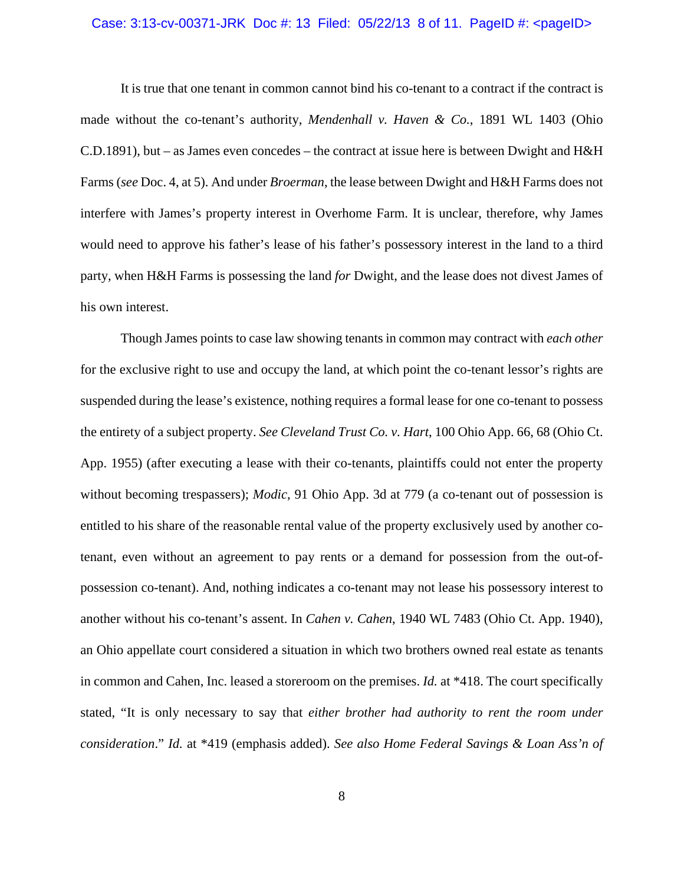It is true that one tenant in common cannot bind his co-tenant to a contract if the contract is made without the co-tenant's authority, *Mendenhall v. Haven & Co.*, 1891 WL 1403 (Ohio C.D.1891), but – as James even concedes – the contract at issue here is between Dwight and H&H Farms (*see* Doc. 4, at 5). And under *Broerman*, the lease between Dwight and H&H Farms does not interfere with James's property interest in Overhome Farm. It is unclear, therefore, why James would need to approve his father's lease of his father's possessory interest in the land to a third party, when H&H Farms is possessing the land *for* Dwight, and the lease does not divest James of his own interest.

Though James points to case law showing tenants in common may contract with *each other* for the exclusive right to use and occupy the land, at which point the co-tenant lessor's rights are suspended during the lease's existence, nothing requires a formal lease for one co-tenant to possess the entirety of a subject property. *See Cleveland Trust Co. v. Hart*, 100 Ohio App. 66, 68 (Ohio Ct. App. 1955) (after executing a lease with their co-tenants, plaintiffs could not enter the property without becoming trespassers); *Modic*, 91 Ohio App. 3d at 779 (a co-tenant out of possession is entitled to his share of the reasonable rental value of the property exclusively used by another co-tenant, even without an agreement to pay rents or a demand for possession from the out-of-possession co-tenant). And, nothing indicates a co-tenant may not lease his possessory interest to another without his co-tenant's assent. In *Cahen v. Cahen*, 1940 WL 7483 (Ohio Ct. App. 1940), an Ohio appellate court considered a situation in which two brothers owned real estate as tenants in common and Cahen, Inc. leased a storeroom on the premises. *Id.* at *418. The court specifically stated, "It is only necessary to say that *either brother had authority to rent the room under consideration*." *Id.* at *419 (emphasis added). *See also Home Federal Savings & Loan Ass'n of*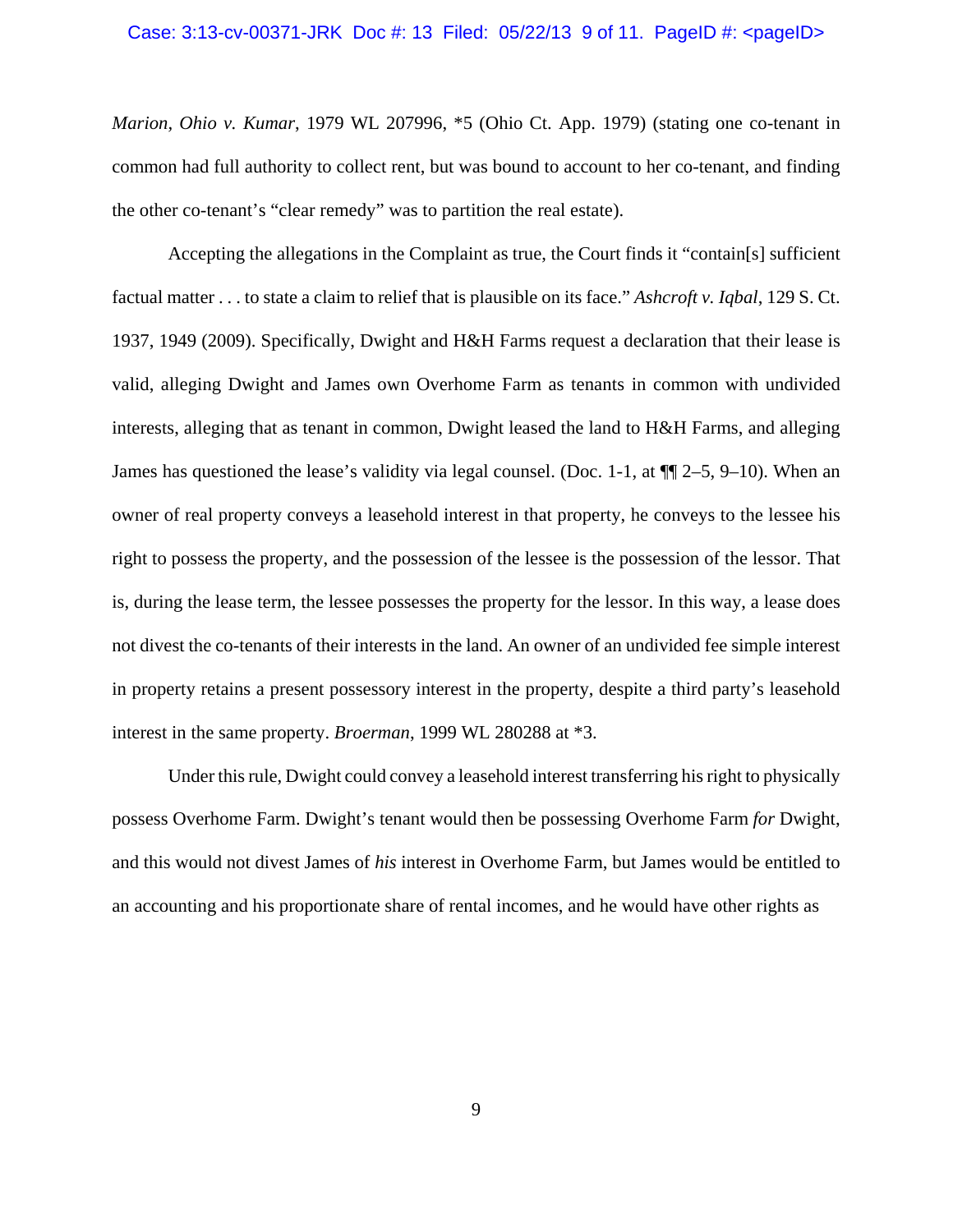*Marion, Ohio v. Kumar*, 1979 WL 207996, *5 (Ohio Ct. App. 1979) (stating one co-tenant in common had full authority to collect rent, but was bound to account to her co-tenant, and finding the other co-tenant's "clear remedy" was to partition the real estate).

Accepting the allegations in the Complaint as true, the Court finds it "contain[s] sufficient factual matter . . . to state a claim to relief that is plausible on its face." *Ashcroft v. Iqbal*, 129 S. Ct. 1937, 1949 (2009). Specifically, Dwight and H&H Farms request a declaration that their lease is valid, alleging Dwight and James own Overhome Farm as tenants in common with undivided interests, alleging that as tenant in common, Dwight leased the land to H&H Farms, and alleging James has questioned the lease's validity via legal counsel. (Doc. 1-1, at ¶¶ 2–5, 9–10). When an owner of real property conveys a leasehold interest in that property, he conveys to the lessee his right to possess the property, and the possession of the lessee is the possession of the lessor. That is, during the lease term, the lessee possesses the property for the lessor. In this way, a lease does not divest the co-tenants of their interests in the land. An owner of an undivided fee simple interest in property retains a present possessory interest in the property, despite a third party's leasehold interest in the same property. *Broerman*, 1999 WL 280288 at *3.

Under this rule, Dwight could convey a leasehold interest transferring his right to physically possess Overhome Farm. Dwight's tenant would then be possessing Overhome Farm *for* Dwight, and this would not divest James of *his* interest in Overhome Farm, but James would be entitled to an accounting and his proportionate share of rental incomes, and he would have other rights as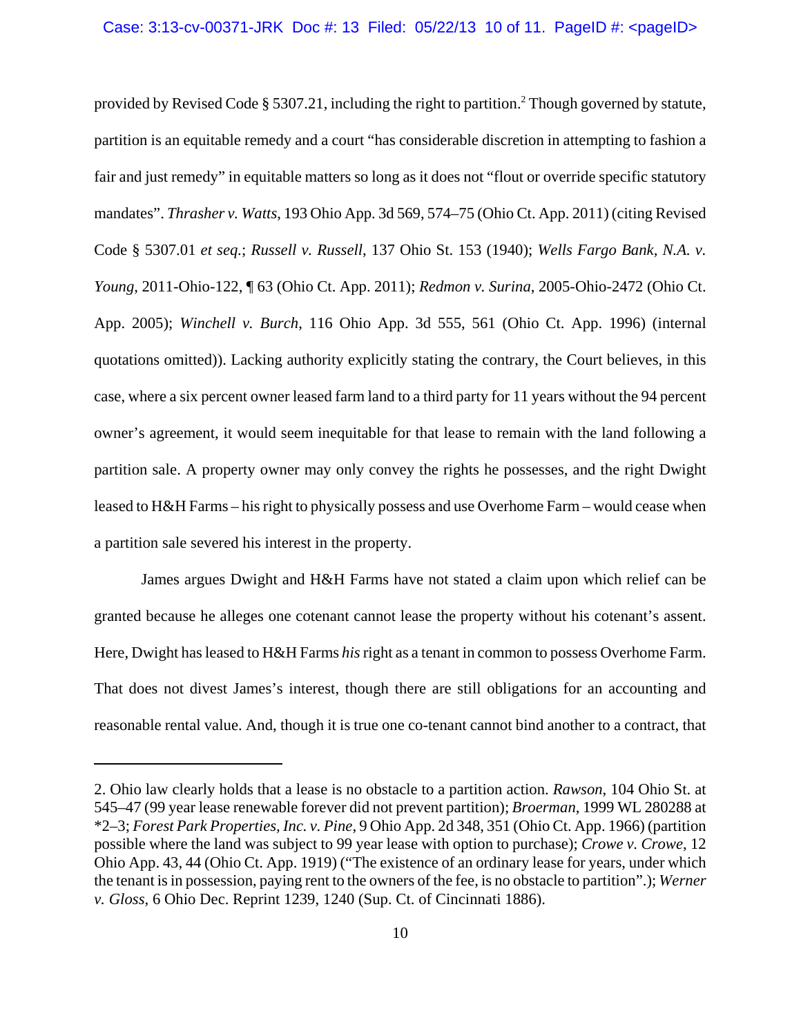provided by Revised Code § 5307.21, including the right to partition.[2] Though governed by statute, partition is an equitable remedy and a court "has considerable discretion in attempting to fashion a fair and just remedy" in equitable matters so long as it does not "flout or override specific statutory mandates". *Thrasher v. Watts*, 193 Ohio App. 3d 569, 574–75 (Ohio Ct. App. 2011) (citing Revised Code § 5307.01 *et seq.*; *Russell v. Russell*, 137 Ohio St. 153 (1940); *Wells Fargo Bank, N.A. v. Young*, 2011-Ohio-122, ¶ 63 (Ohio Ct. App. 2011); *Redmon v. Surina*, 2005-Ohio-2472 (Ohio Ct. App. 2005); *Winchell v. Burch*, 116 Ohio App. 3d 555, 561 (Ohio Ct. App. 1996) (internal quotations omitted)). Lacking authority explicitly stating the contrary, the Court believes, in this case, where a six percent owner leased farm land to a third party for 11 years without the 94 percent owner's agreement, it would seem inequitable for that lease to remain with the land following a partition sale. A property owner may only convey the rights he possesses, and the right Dwight leased to H&H Farms – his right to physically possess and use Overhome Farm – would cease when a partition sale severed his interest in the property.

James argues Dwight and H&H Farms have not stated a claim upon which relief can be granted because he alleges one cotenant cannot lease the property without his cotenant's assent. Here, Dwight has leased to H&H Farms *his* right as a tenant in common to possess Overhome Farm. That does not divest James's interest, though there are still obligations for an accounting and reasonable rental value. And, though it is true one co-tenant cannot bind another to a contract, that

---

2. Ohio law clearly holds that a lease is no obstacle to a partition action. *Rawson*, 104 Ohio St. at 545–47 (99 year lease renewable forever did not prevent partition); *Broerman*, 1999 WL 280288 at *2–3; *Forest Park Properties, Inc. v. Pine*, 9 Ohio App. 2d 348, 351 (Ohio Ct. App. 1966) (partition possible where the land was subject to 99 year lease with option to purchase); *Crowe v. Crowe*, 12 Ohio App. 43, 44 (Ohio Ct. App. 1919) ("The existence of an ordinary lease for years, under which the tenant is in possession, paying rent to the owners of the fee, is no obstacle to partition".); *Werner v. Gloss*, 6 Ohio Dec. Reprint 1239, 1240 (Sup. Ct. of Cincinnati 1886).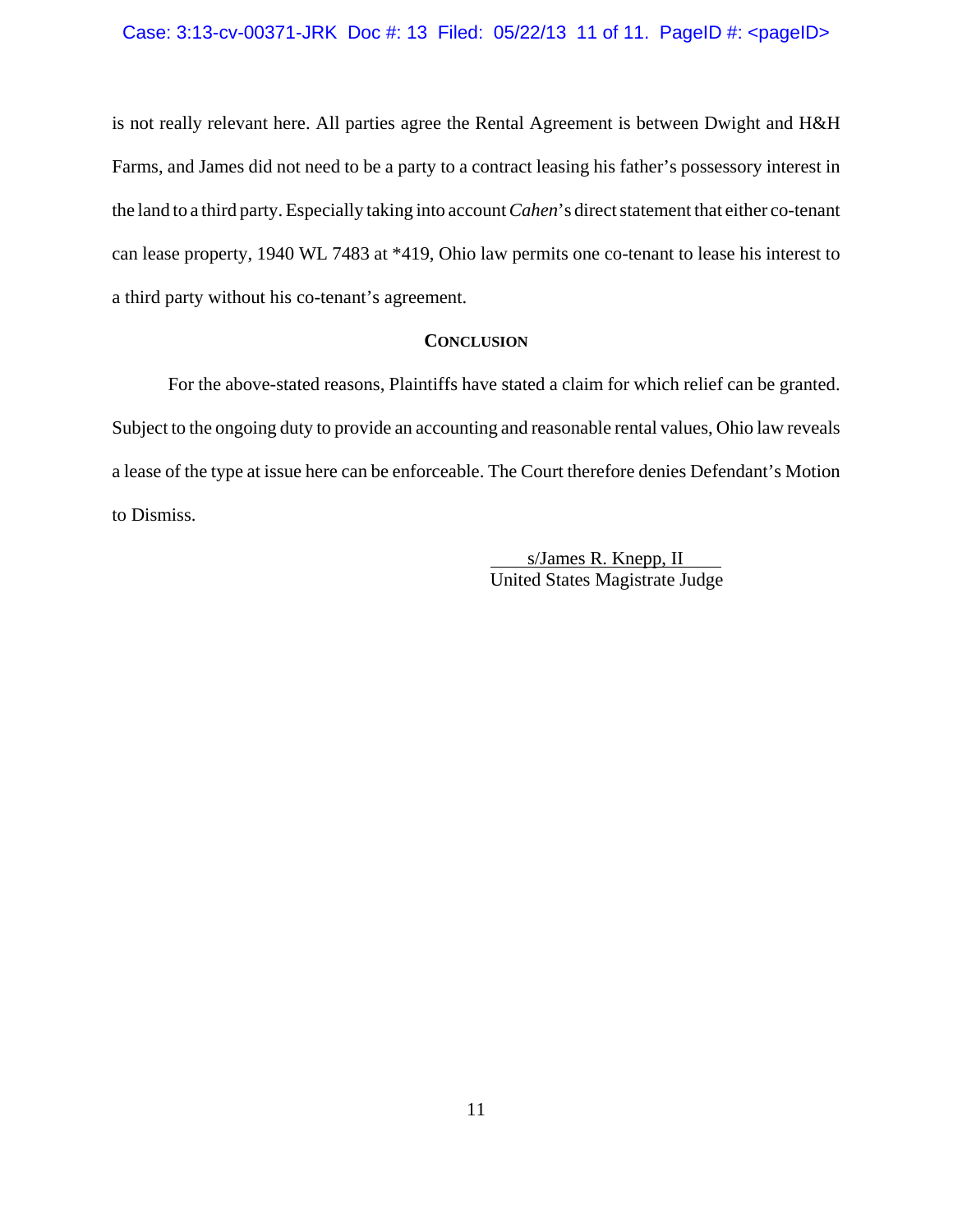is not really relevant here. All parties agree the Rental Agreement is between Dwight and H&H Farms, and James did not need to be a party to a contract leasing his father's possessory interest in the land to a third party. Especially taking into account *Cahen*'s direct statement that either co-tenant can lease property, 1940 WL 7483 at *419, Ohio law permits one co-tenant to lease his interest to a third party without his co-tenant's agreement.

## CONCLUSION

For the above-stated reasons, Plaintiffs have stated a claim for which relief can be granted. Subject to the ongoing duty to provide an accounting and reasonable rental values, Ohio law reveals a lease of the type at issue here can be enforceable. The Court therefore denies Defendant's Motion to Dismiss.

s/James R. Knepp, II
United States Magistrate Judge